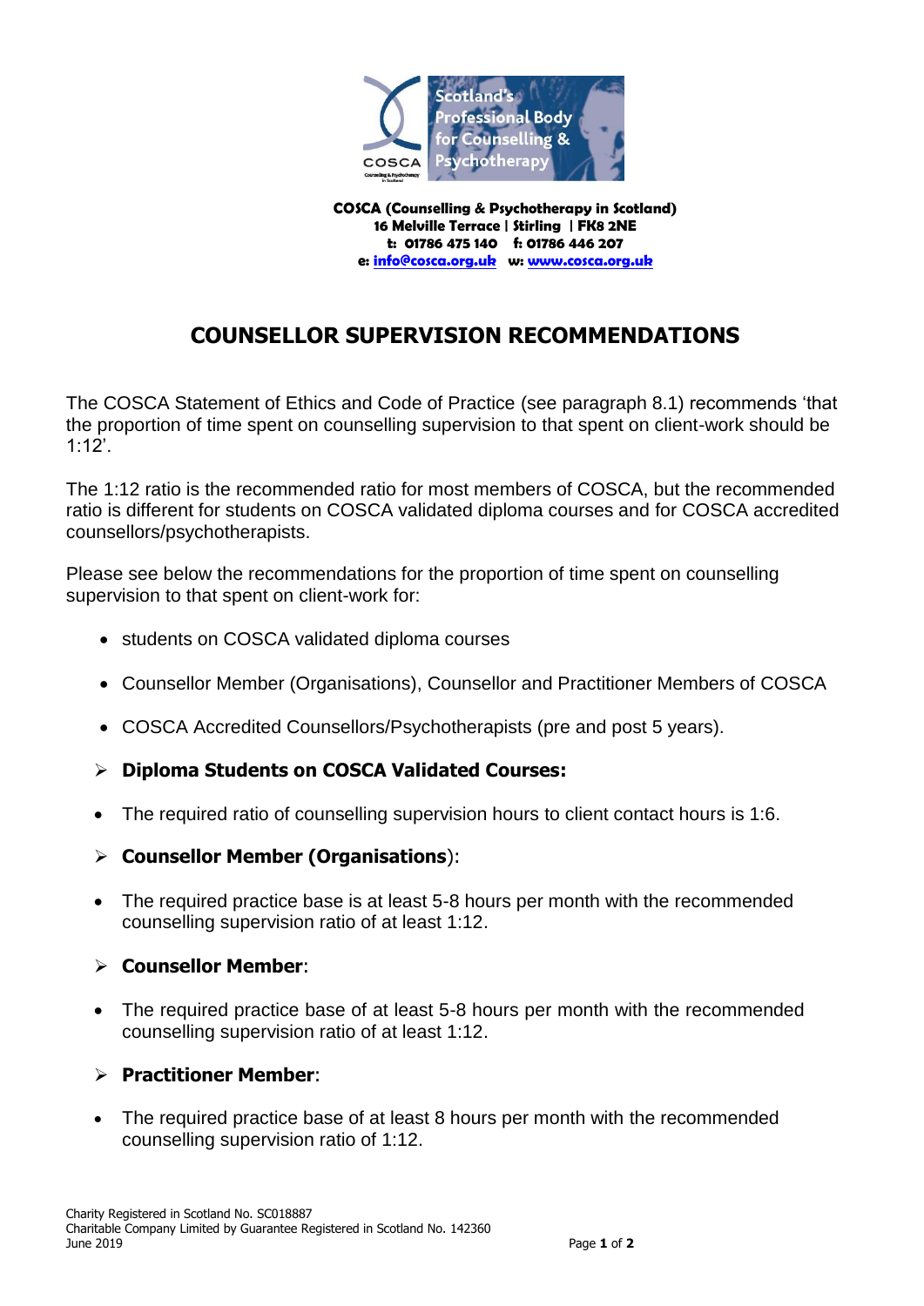COSCA (Counselling & Psychotherapy in Scotland)
16 Melville Terrace | Stirling | FK8 2NE
t: 01786 475 140 f: 01786 446 207
e: info@cosca.org.uk w: www.cosca.org.uk

# COUNSELLOR SUPERVISION RECOMMENDATIONS

The COSCA Statement of Ethics and Code of Practice (see paragraph 8.1) recommends 'that the proportion of time spent on counselling supervision to that spent on client-work should be 1:12'.

The 1:12 ratio is the recommended ratio for most members of COSCA, but the recommended ratio is different for students on COSCA validated diploma courses and for COSCA accredited counsellors/psychotherapists.

Please see below the recommendations for the proportion of time spent on counselling supervision to that spent on client-work for:

- students on COSCA validated diploma courses
- Counsellor Member (Organisations), Counsellor and Practitioner Members of COSCA
- COSCA Accredited Counsellors/Psychotherapists (pre and post 5 years).

## Diploma Students on COSCA Validated Courses:

- The required ratio of counselling supervision hours to client contact hours is 1:6.

## Counsellor Member (Organisations):

- The required practice base is at least 5-8 hours per month with the recommended counselling supervision ratio of at least 1:12.

## Counsellor Member:

- The required practice base of at least 5-8 hours per month with the recommended counselling supervision ratio of at least 1:12.

## Practitioner Member:

- The required practice base of at least 8 hours per month with the recommended counselling supervision ratio of 1:12.

Charity Registered in Scotland No. SC018887
Charitable Company Limited by Guarantee Registered in Scotland No. 142360
June 2019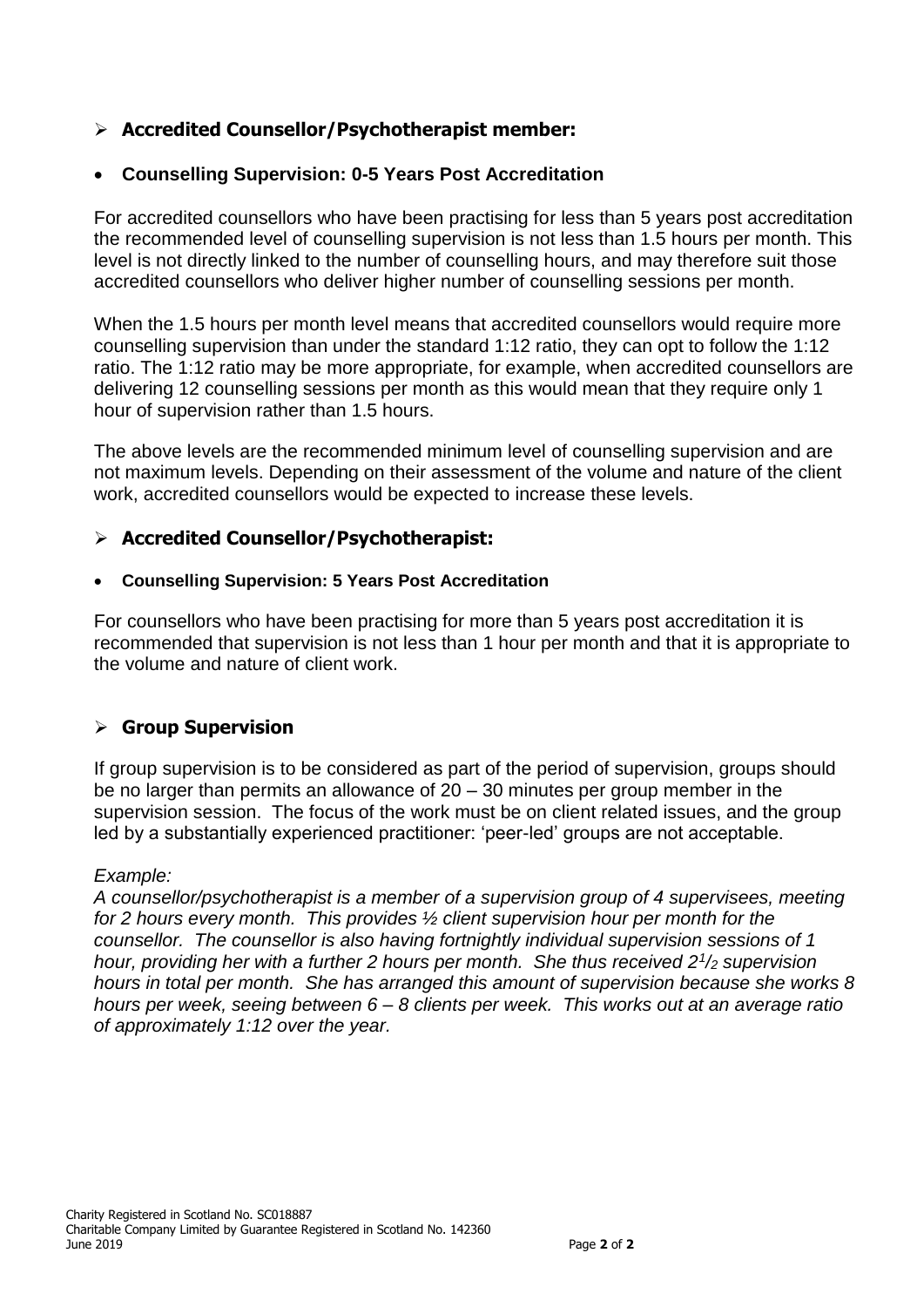- **Accredited Counsellor/Psychotherapist member:**

- **Counselling Supervision: 0-5 Years Post Accreditation**

For accredited counsellors who have been practising for less than 5 years post accreditation the recommended level of counselling supervision is not less than 1.5 hours per month. This level is not directly linked to the number of counselling hours, and may therefore suit those accredited counsellors who deliver higher number of counselling sessions per month.

When the 1.5 hours per month level means that accredited counsellors would require more counselling supervision than under the standard 1:12 ratio, they can opt to follow the 1:12 ratio. The 1:12 ratio may be more appropriate, for example, when accredited counsellors are delivering 12 counselling sessions per month as this would mean that they require only 1 hour of supervision rather than 1.5 hours.

The above levels are the recommended minimum level of counselling supervision and are not maximum levels. Depending on their assessment of the volume and nature of the client work, accredited counsellors would be expected to increase these levels.

- **Accredited Counsellor/Psychotherapist:**

- **Counselling Supervision: 5 Years Post Accreditation**

For counsellors who have been practising for more than 5 years post accreditation it is recommended that supervision is not less than 1 hour per month and that it is appropriate to the volume and nature of client work.

- **Group Supervision**

If group supervision is to be considered as part of the period of supervision, groups should be no larger than permits an allowance of 20 – 30 minutes per group member in the supervision session. The focus of the work must be on client related issues, and the group led by a substantially experienced practitioner: 'peer-led' groups are not acceptable.

*Example:*
*A counsellor/psychotherapist is a member of a supervision group of 4 supervisees, meeting for 2 hours every month. This provides ½ client supervision hour per month for the counsellor. The counsellor is also having fortnightly individual supervision sessions of 1 hour, providing her with a further 2 hours per month. She thus received $2^1/_2$ supervision hours in total per month. She has arranged this amount of supervision because she works 8 hours per week, seeing between 6 – 8 clients per week. This works out at an average ratio of approximately 1:12 over the year.*

Charity Registered in Scotland No. SC018887
Charitable Company Limited by Guarantee Registered in Scotland No. 142360
June 2019